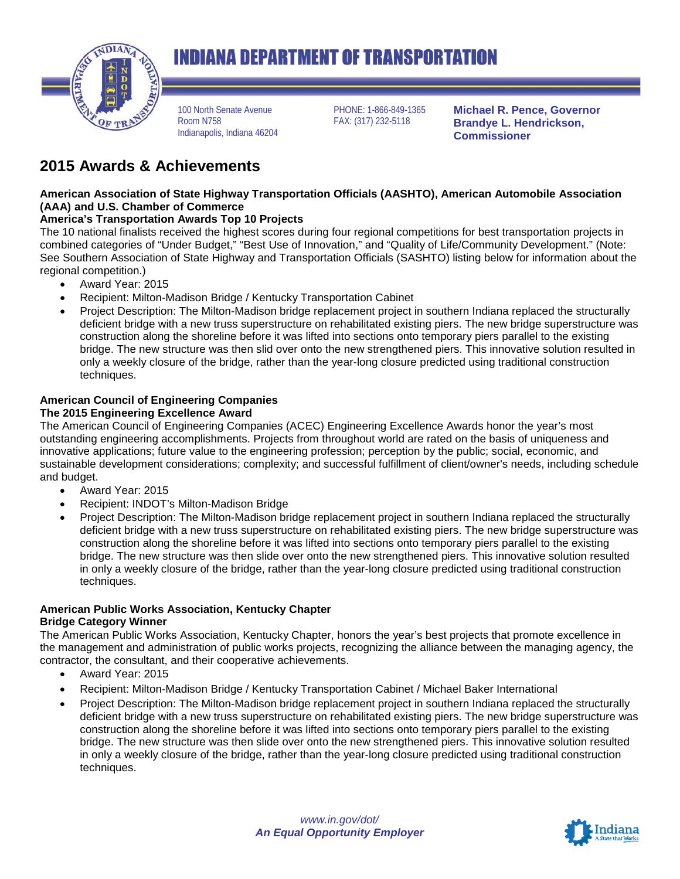# INDIANA DEPARTMENT OF TRANSPORTATION

100 North Senate Avenue
Room N758
Indianapolis, Indiana 46204

PHONE: 1-866-849-1365
FAX: (317) 232-5118

**Michael R. Pence, Governor**
**Brandye L. Hendrickson, Commissioner**

## 2015 Awards & Achievements

**American Association of State Highway Transportation Officials (AASHTO), American Automobile Association (AAA) and U.S. Chamber of Commerce**
**America's Transportation Awards Top 10 Projects**

The 10 national finalists received the highest scores during four regional competitions for best transportation projects in combined categories of "Under Budget," "Best Use of Innovation," and "Quality of Life/Community Development." (Note: See Southern Association of State Highway and Transportation Officials (SASHTO) listing below for information about the regional competition.)

- Award Year: 2015
- Recipient: Milton-Madison Bridge / Kentucky Transportation Cabinet
- Project Description: The Milton-Madison bridge replacement project in southern Indiana replaced the structurally deficient bridge with a new truss superstructure on rehabilitated existing piers. The new bridge superstructure was construction along the shoreline before it was lifted into sections onto temporary piers parallel to the existing bridge. The new structure was then slid over onto the new strengthened piers. This innovative solution resulted in only a weekly closure of the bridge, rather than the year-long closure predicted using traditional construction techniques.

**American Council of Engineering Companies**
**The 2015 Engineering Excellence Award**

The American Council of Engineering Companies (ACEC) Engineering Excellence Awards honor the year's most outstanding engineering accomplishments. Projects from throughout world are rated on the basis of uniqueness and innovative applications; future value to the engineering profession; perception by the public; social, economic, and sustainable development considerations; complexity; and successful fulfillment of client/owner's needs, including schedule and budget.

- Award Year: 2015
- Recipient: INDOT's Milton-Madison Bridge
- Project Description: The Milton-Madison bridge replacement project in southern Indiana replaced the structurally deficient bridge with a new truss superstructure on rehabilitated existing piers. The new bridge superstructure was construction along the shoreline before it was lifted into sections onto temporary piers parallel to the existing bridge. The new structure was then slide over onto the new strengthened piers. This innovative solution resulted in only a weekly closure of the bridge, rather than the year-long closure predicted using traditional construction techniques.

**American Public Works Association, Kentucky Chapter**
**Bridge Category Winner**

The American Public Works Association, Kentucky Chapter, honors the year's best projects that promote excellence in the management and administration of public works projects, recognizing the alliance between the managing agency, the contractor, the consultant, and their cooperative achievements.

- Award Year: 2015
- Recipient: Milton-Madison Bridge / Kentucky Transportation Cabinet / Michael Baker International
- Project Description: The Milton-Madison bridge replacement project in southern Indiana replaced the structurally deficient bridge with a new truss superstructure on rehabilitated existing piers. The new bridge superstructure was construction along the shoreline before it was lifted into sections onto temporary piers parallel to the existing bridge. The new structure was then slide over onto the new strengthened piers. This innovative solution resulted in only a weekly closure of the bridge, rather than the year-long closure predicted using traditional construction techniques.

*www.in.gov/dot/*
***An Equal Opportunity Employer***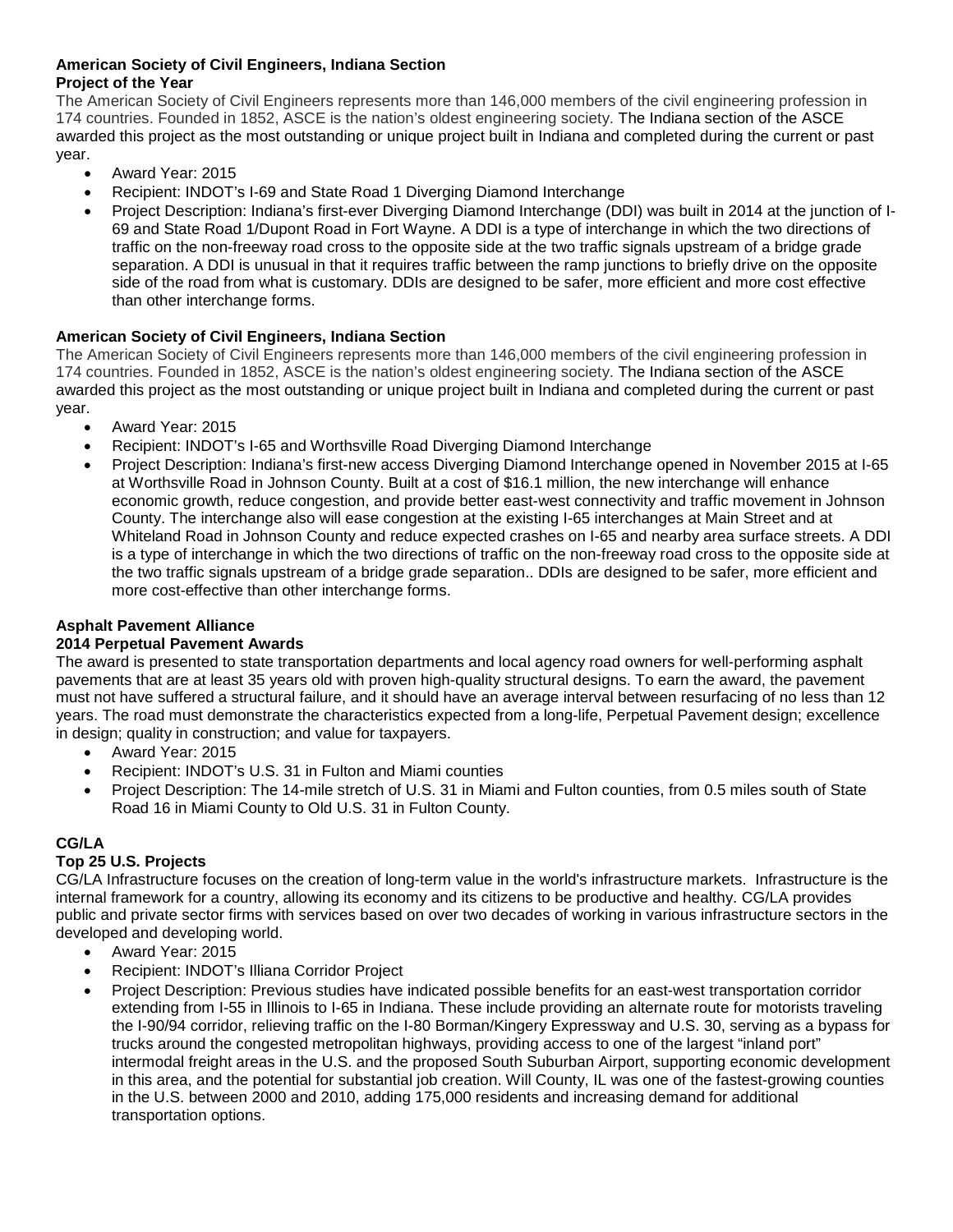**American Society of Civil Engineers, Indiana Section**
**Project of the Year**

The American Society of Civil Engineers represents more than 146,000 members of the civil engineering profession in 174 countries. Founded in 1852, ASCE is the nation's oldest engineering society. The Indiana section of the ASCE awarded this project as the most outstanding or unique project built in Indiana and completed during the current or past year.

- Award Year: 2015
- Recipient: INDOT's I-69 and State Road 1 Diverging Diamond Interchange
- Project Description: Indiana's first-ever Diverging Diamond Interchange (DDI) was built in 2014 at the junction of I-69 and State Road 1/Dupont Road in Fort Wayne. A DDI is a type of interchange in which the two directions of traffic on the non-freeway road cross to the opposite side at the two traffic signals upstream of a bridge grade separation. A DDI is unusual in that it requires traffic between the ramp junctions to briefly drive on the opposite side of the road from what is customary. DDIs are designed to be safer, more efficient and more cost effective than other interchange forms.

**American Society of Civil Engineers, Indiana Section**

The American Society of Civil Engineers represents more than 146,000 members of the civil engineering profession in 174 countries. Founded in 1852, ASCE is the nation's oldest engineering society. The Indiana section of the ASCE awarded this project as the most outstanding or unique project built in Indiana and completed during the current or past year.

- Award Year: 2015
- Recipient: INDOT's I-65 and Worthsville Road Diverging Diamond Interchange
- Project Description: Indiana's first-new access Diverging Diamond Interchange opened in November 2015 at I-65 at Worthsville Road in Johnson County. Built at a cost of $16.1 million, the new interchange will enhance economic growth, reduce congestion, and provide better east-west connectivity and traffic movement in Johnson County. The interchange also will ease congestion at the existing I-65 interchanges at Main Street and at Whiteland Road in Johnson County and reduce expected crashes on I-65 and nearby area surface streets. A DDI is a type of interchange in which the two directions of traffic on the non-freeway road cross to the opposite side at the two traffic signals upstream of a bridge grade separation.. DDIs are designed to be safer, more efficient and more cost-effective than other interchange forms.

**Asphalt Pavement Alliance**
**2014 Perpetual Pavement Awards**

The award is presented to state transportation departments and local agency road owners for well-performing asphalt pavements that are at least 35 years old with proven high-quality structural designs. To earn the award, the pavement must not have suffered a structural failure, and it should have an average interval between resurfacing of no less than 12 years. The road must demonstrate the characteristics expected from a long-life, Perpetual Pavement design; excellence in design; quality in construction; and value for taxpayers.

- Award Year: 2015
- Recipient: INDOT's U.S. 31 in Fulton and Miami counties
- Project Description: The 14-mile stretch of U.S. 31 in Miami and Fulton counties, from 0.5 miles south of State Road 16 in Miami County to Old U.S. 31 in Fulton County.

**CG/LA**
**Top 25 U.S. Projects**

CG/LA Infrastructure focuses on the creation of long-term value in the world's infrastructure markets. Infrastructure is the internal framework for a country, allowing its economy and its citizens to be productive and healthy. CG/LA provides public and private sector firms with services based on over two decades of working in various infrastructure sectors in the developed and developing world.

- Award Year: 2015
- Recipient: INDOT's Illiana Corridor Project
- Project Description: Previous studies have indicated possible benefits for an east-west transportation corridor extending from I-55 in Illinois to I-65 in Indiana. These include providing an alternate route for motorists traveling the I-90/94 corridor, relieving traffic on the I-80 Borman/Kingery Expressway and U.S. 30, serving as a bypass for trucks around the congested metropolitan highways, providing access to one of the largest "inland port" intermodal freight areas in the U.S. and the proposed South Suburban Airport, supporting economic development in this area, and the potential for substantial job creation. Will County, IL was one of the fastest-growing counties in the U.S. between 2000 and 2010, adding 175,000 residents and increasing demand for additional transportation options.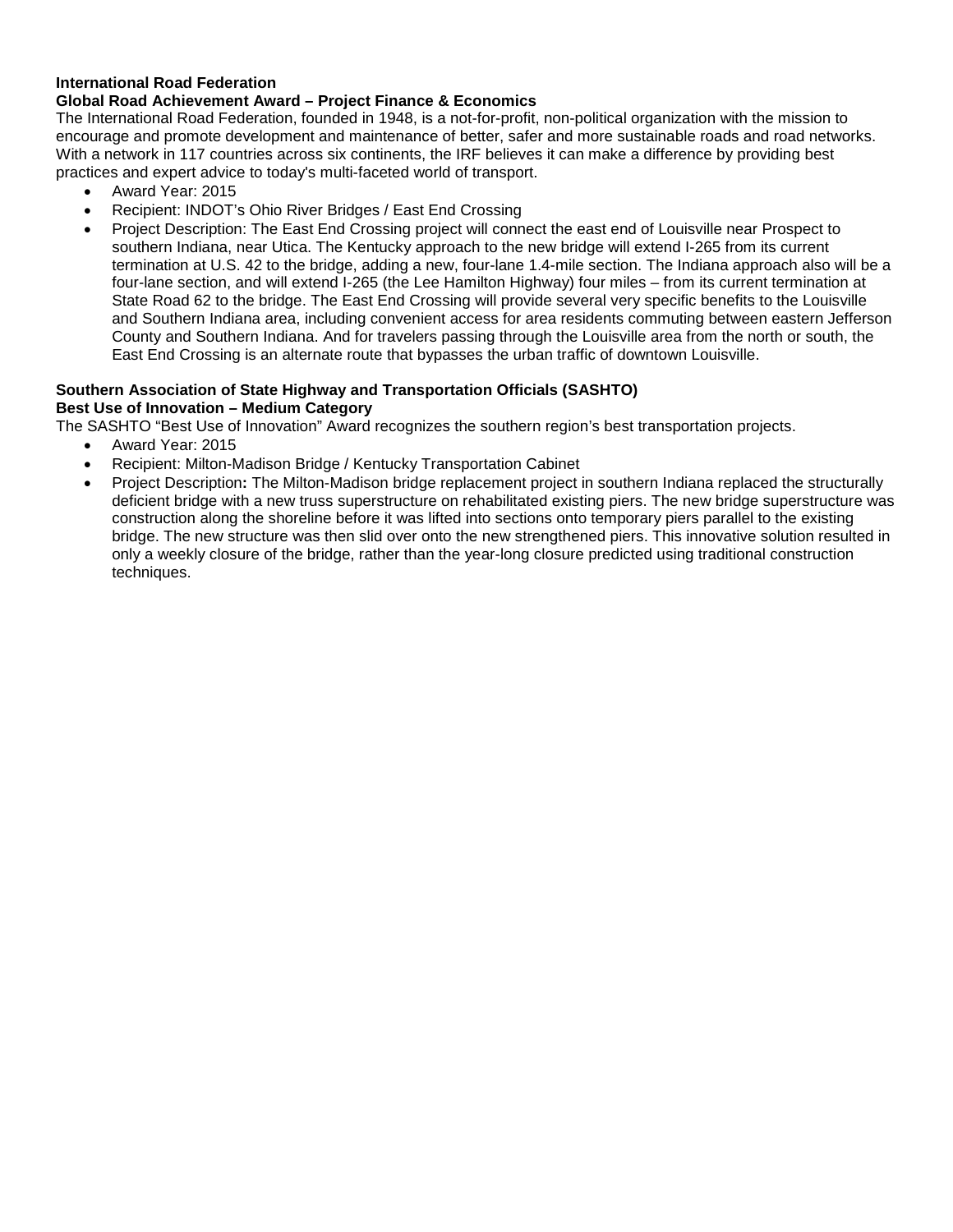**International Road Federation**
**Global Road Achievement Award – Project Finance & Economics**

The International Road Federation, founded in 1948, is a not-for-profit, non-political organization with the mission to encourage and promote development and maintenance of better, safer and more sustainable roads and road networks. With a network in 117 countries across six continents, the IRF believes it can make a difference by providing best practices and expert advice to today's multi-faceted world of transport.

- Award Year: 2015
- Recipient: INDOT's Ohio River Bridges / East End Crossing
- Project Description: The East End Crossing project will connect the east end of Louisville near Prospect to southern Indiana, near Utica. The Kentucky approach to the new bridge will extend I-265 from its current termination at U.S. 42 to the bridge, adding a new, four-lane 1.4-mile section. The Indiana approach also will be a four-lane section, and will extend I-265 (the Lee Hamilton Highway) four miles – from its current termination at State Road 62 to the bridge. The East End Crossing will provide several very specific benefits to the Louisville and Southern Indiana area, including convenient access for area residents commuting between eastern Jefferson County and Southern Indiana. And for travelers passing through the Louisville area from the north or south, the East End Crossing is an alternate route that bypasses the urban traffic of downtown Louisville.

**Southern Association of State Highway and Transportation Officials (SASHTO)**
**Best Use of Innovation – Medium Category**

The SASHTO "Best Use of Innovation" Award recognizes the southern region's best transportation projects.

- Award Year: 2015
- Recipient: Milton-Madison Bridge / Kentucky Transportation Cabinet
- Project Description**:** The Milton-Madison bridge replacement project in southern Indiana replaced the structurally deficient bridge with a new truss superstructure on rehabilitated existing piers. The new bridge superstructure was construction along the shoreline before it was lifted into sections onto temporary piers parallel to the existing bridge. The new structure was then slid over onto the new strengthened piers. This innovative solution resulted in only a weekly closure of the bridge, rather than the year-long closure predicted using traditional construction techniques.